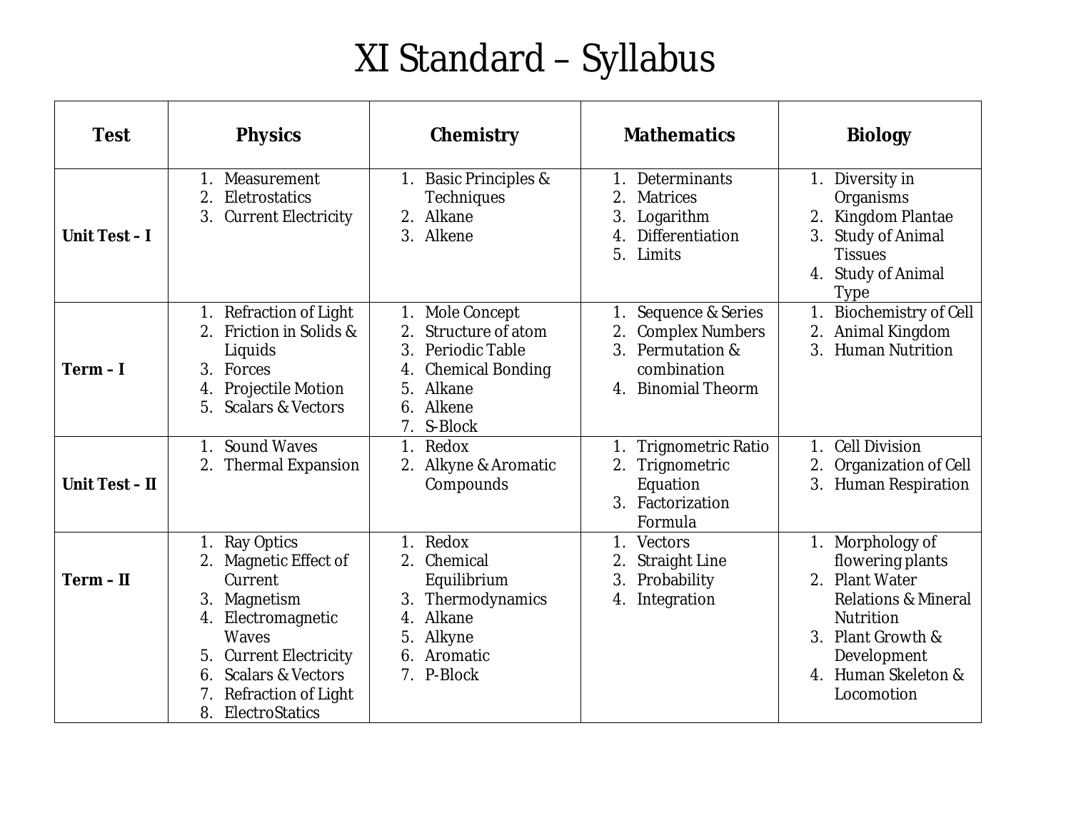# XI Standard – Syllabus

| Test | Physics | Chemistry | Mathematics | Biology |
|---|---|---|---|---|
| **Unit Test – I** | 1. Measurement<br>2. Eletrostatics<br>3. Current Electricity | 1. Basic Principles & Techniques<br>2. Alkane<br>3. Alkene | 1. Determinants<br>2. Matrices<br>3. Logarithm<br>4. Differentiation<br>5. Limits | 1. Diversity in Organisms<br>2. Kingdom Plantae<br>3. Study of Animal Tissues<br>4. Study of Animal Type |
| **Term – I** | 1. Refraction of Light<br>2. Friction in Solids & Liquids<br>3. Forces<br>4. Projectile Motion<br>5. Scalars & Vectors | 1. Mole Concept<br>2. Structure of atom<br>3. Periodic Table<br>4. Chemical Bonding<br>5. Alkane<br>6. Alkene<br>7. S-Block | 1. Sequence & Series<br>2. Complex Numbers<br>3. Permutation & combination<br>4. Binomial Theorm | 1. Biochemistry of Cell<br>2. Animal Kingdom<br>3. Human Nutrition |
| **Unit Test – II** | 1. Sound Waves<br>2. Thermal Expansion | 1. Redox<br>2. Alkyne & Aromatic Compounds | 1. Trignometric Ratio<br>2. Trignometric Equation<br>3. Factorization Formula | 1. Cell Division<br>2. Organization of Cell<br>3. Human Respiration |
| **Term – II** | 1. Ray Optics<br>2. Magnetic Effect of Current<br>3. Magnetism<br>4. Electromagnetic Waves<br>5. Current Electricity<br>6. Scalars & Vectors<br>7. Refraction of Light<br>8. ElectroStatics | 1. Redox<br>2. Chemical Equilibrium<br>3. Thermodynamics<br>4. Alkane<br>5. Alkyne<br>6. Aromatic<br>7. P-Block | 1. Vectors<br>2. Straight Line<br>3. Probability<br>4. Integration | 1. Morphology of flowering plants<br>2. Plant Water Relations & Mineral Nutrition<br>3. Plant Growth & Development<br>4. Human Skeleton & Locomotion |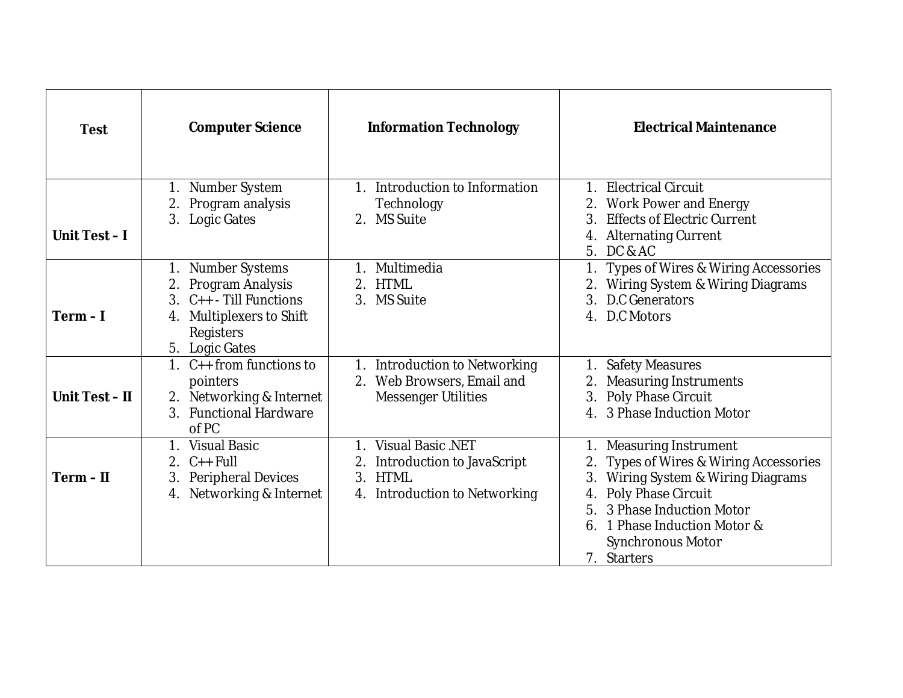| Test | Computer Science | Information Technology | Electrical Maintenance |
|---|---|---|---|
| Unit Test – I | 1. Number System<br>2. Program analysis<br>3. Logic Gates | 1. Introduction to Information Technology<br>2. MS Suite | 1. Electrical Circuit<br>2. Work Power and Energy<br>3. Effects of Electric Current<br>4. Alternating Current<br>5. DC & AC |
| Term – I | 1. Number Systems<br>2. Program Analysis<br>3. C++ - Till Functions<br>4. Multiplexers to Shift Registers<br>5. Logic Gates | 1. Multimedia<br>2. HTML<br>3. MS Suite | 1. Types of Wires & Wiring Accessories<br>2. Wiring System & Wiring Diagrams<br>3. D.C Generators<br>4. D.C Motors |
| Unit Test – II | 1. C++ from functions to pointers<br>2. Networking & Internet<br>3. Functional Hardware of PC | 1. Introduction to Networking<br>2. Web Browsers, Email and Messenger Utilities | 1. Safety Measures<br>2. Measuring Instruments<br>3. Poly Phase Circuit<br>4. 3 Phase Induction Motor |
| Term – II | 1. Visual Basic<br>2. C++ Full<br>3. Peripheral Devices<br>4. Networking & Internet | 1. Visual Basic .NET<br>2. Introduction to JavaScript<br>3. HTML<br>4. Introduction to Networking | 1. Measuring Instrument<br>2. Types of Wires & Wiring Accessories<br>3. Wiring System & Wiring Diagrams<br>4. Poly Phase Circuit<br>5. 3 Phase Induction Motor<br>6. 1 Phase Induction Motor & Synchronous Motor<br>7. Starters |